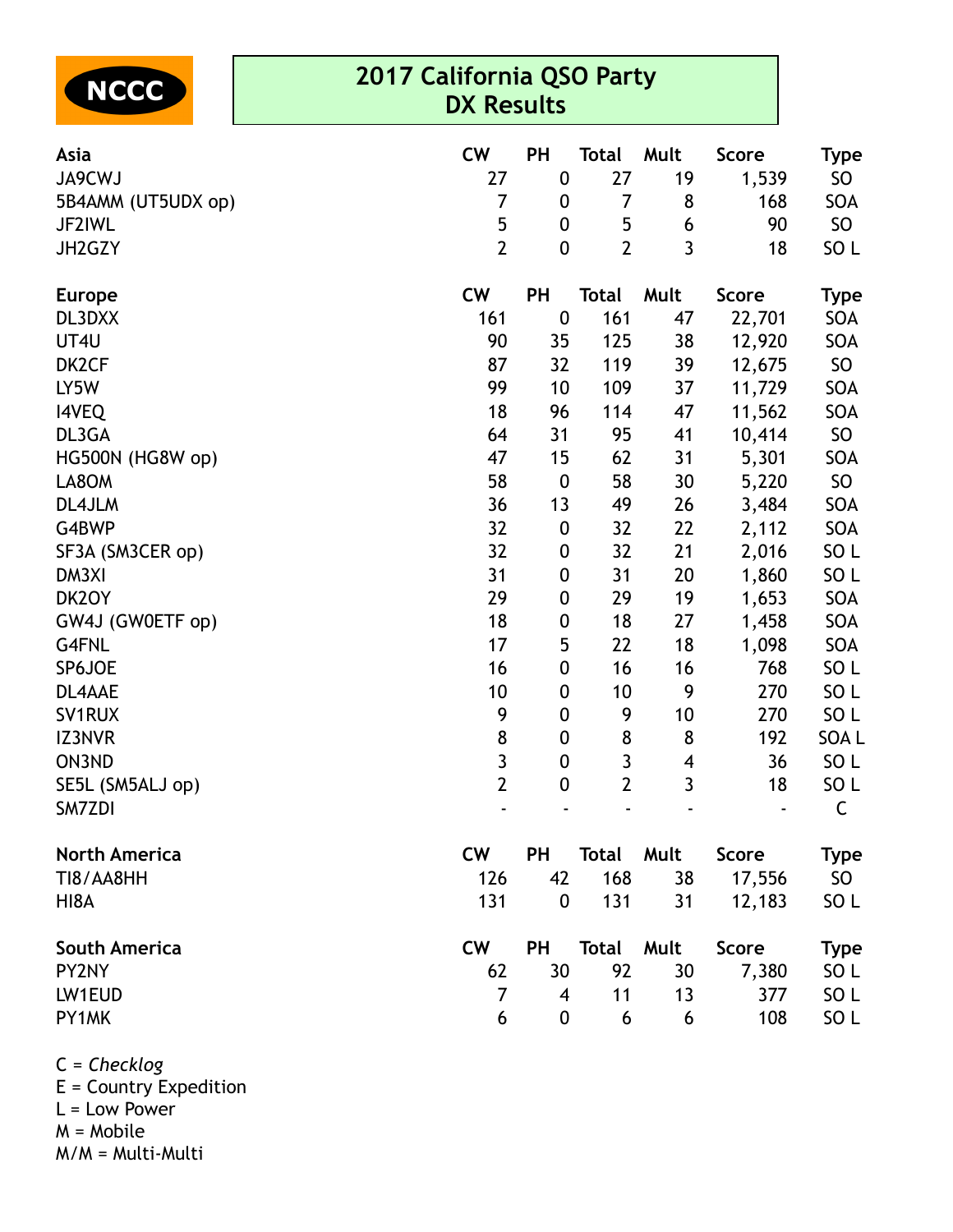NCCC

# 2017 California QSO Party
## DX Results

| Asia | CW | PH | Total | Mult | Score | Type |
|---|---|---|---|---|---|---|
| JA9CWJ | 27 | 0 | 27 | 19 | 1,539 | SO |
| 5B4AMM (UT5UDX op) | 7 | 0 | 7 | 8 | 168 | SOA |
| JF2IWL | 5 | 0 | 5 | 6 | 90 | SO |
| JH2GZY | 2 | 0 | 2 | 3 | 18 | SO L |

| Europe | CW | PH | Total | Mult | Score | Type |
|---|---|---|---|---|---|---|
| DL3DXX | 161 | 0 | 161 | 47 | 22,701 | SOA |
| UT4U | 90 | 35 | 125 | 38 | 12,920 | SOA |
| DK2CF | 87 | 32 | 119 | 39 | 12,675 | SO |
| LY5W | 99 | 10 | 109 | 37 | 11,729 | SOA |
| I4VEQ | 18 | 96 | 114 | 47 | 11,562 | SOA |
| DL3GA | 64 | 31 | 95 | 41 | 10,414 | SO |
| HG500N (HG8W op) | 47 | 15 | 62 | 31 | 5,301 | SOA |
| LA8OM | 58 | 0 | 58 | 30 | 5,220 | SO |
| DL4JLM | 36 | 13 | 49 | 26 | 3,484 | SOA |
| G4BWP | 32 | 0 | 32 | 22 | 2,112 | SOA |
| SF3A (SM3CER op) | 32 | 0 | 32 | 21 | 2,016 | SO L |
| DM3XI | 31 | 0 | 31 | 20 | 1,860 | SO L |
| DK2OY | 29 | 0 | 29 | 19 | 1,653 | SOA |
| GW4J (GW0ETF op) | 18 | 0 | 18 | 27 | 1,458 | SOA |
| G4FNL | 17 | 5 | 22 | 18 | 1,098 | SOA |
| SP6JOE | 16 | 0 | 16 | 16 | 768 | SO L |
| DL4AAE | 10 | 0 | 10 | 9 | 270 | SO L |
| SV1RUX | 9 | 0 | 9 | 10 | 270 | SO L |
| IZ3NVR | 8 | 0 | 8 | 8 | 192 | SOA L |
| ON3ND | 3 | 0 | 3 | 4 | 36 | SO L |
| SE5L (SM5ALJ op) | 2 | 0 | 2 | 3 | 18 | SO L |
| SM7ZDI | - | - | - | - | - | C |

| North America | CW | PH | Total | Mult | Score | Type |
|---|---|---|---|---|---|---|
| TI8/AA8HH | 126 | 42 | 168 | 38 | 17,556 | SO |
| HI8A | 131 | 0 | 131 | 31 | 12,183 | SO L |

| South America | CW | PH | Total | Mult | Score | Type |
|---|---|---|---|---|---|---|
| PY2NY | 62 | 30 | 92 | 30 | 7,380 | SO L |
| LW1EUD | 7 | 4 | 11 | 13 | 377 | SO L |
| PY1MK | 6 | 0 | 6 | 6 | 108 | SO L |

C = *Checklog*
E = Country Expedition
L = Low Power
M = Mobile
M/M = Multi-Multi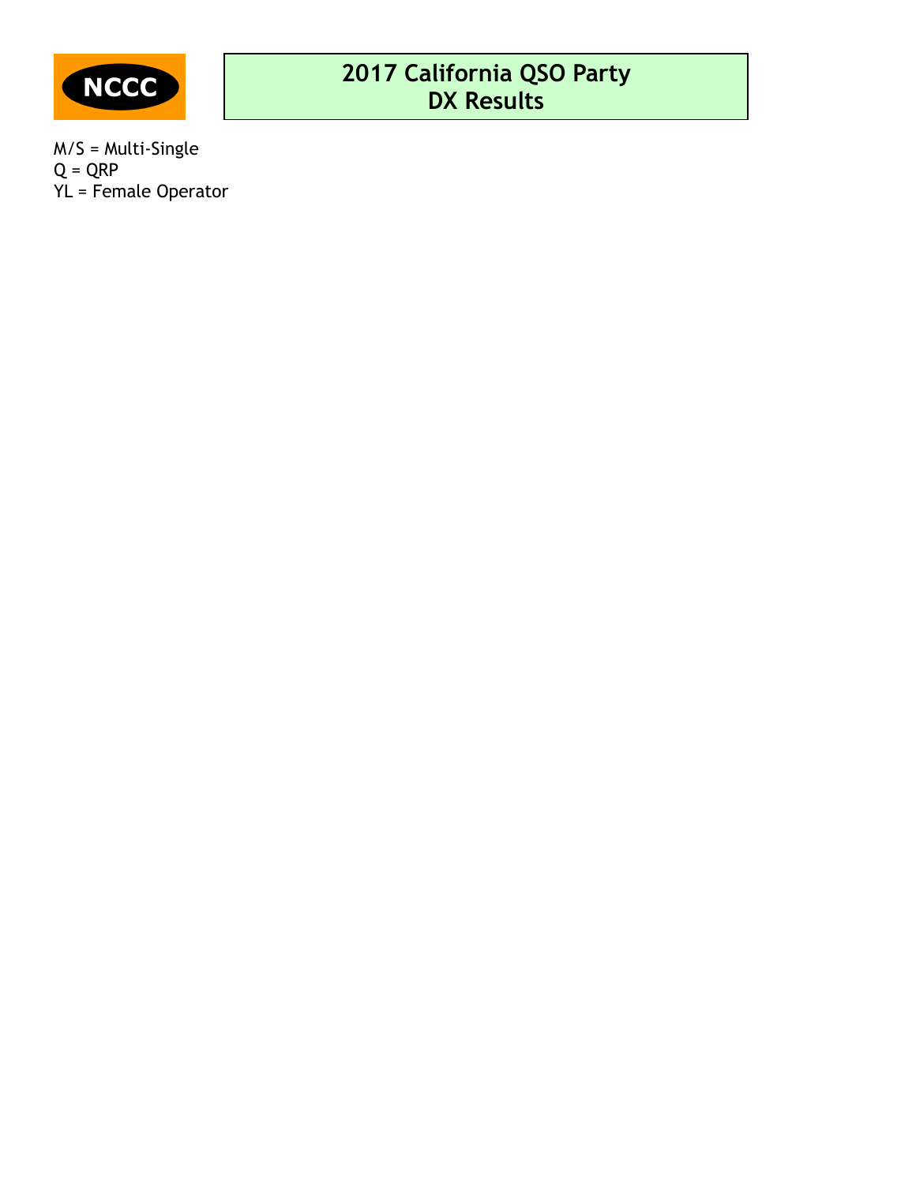NCCC

# 2017 California QSO Party
# DX Results

M/S = Multi-Single
Q = QRP
YL = Female Operator